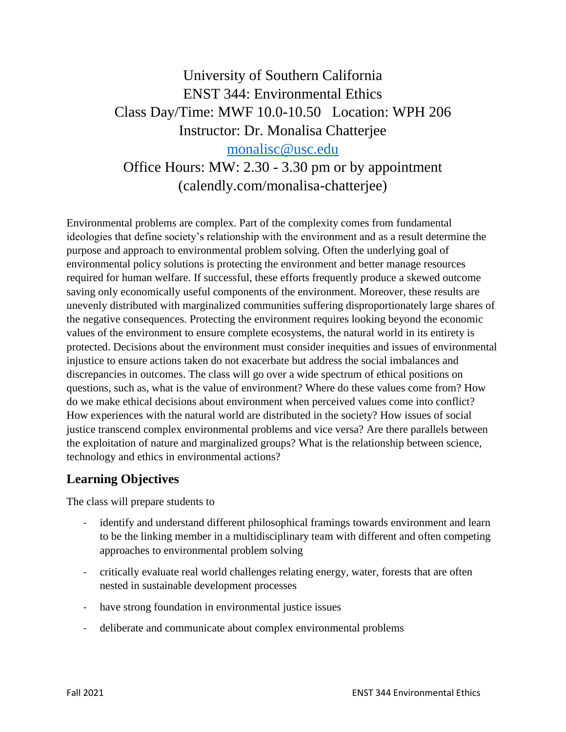# University of Southern California
# ENST 344: Environmental Ethics

Class Day/Time: MWF 10.0-10.50 Location: WPH 206

Instructor: Dr. Monalisa Chatterjee

monalisc@usc.edu

Office Hours: MW: 2.30 - 3.30 pm or by appointment (calendly.com/monalisa-chatterjee)

Environmental problems are complex. Part of the complexity comes from fundamental ideologies that define society's relationship with the environment and as a result determine the purpose and approach to environmental problem solving. Often the underlying goal of environmental policy solutions is protecting the environment and better manage resources required for human welfare. If successful, these efforts frequently produce a skewed outcome saving only economically useful components of the environment. Moreover, these results are unevenly distributed with marginalized communities suffering disproportionately large shares of the negative consequences. Protecting the environment requires looking beyond the economic values of the environment to ensure complete ecosystems, the natural world in its entirety is protected. Decisions about the environment must consider inequities and issues of environmental injustice to ensure actions taken do not exacerbate but address the social imbalances and discrepancies in outcomes. The class will go over a wide spectrum of ethical positions on questions, such as, what is the value of environment? Where do these values come from? How do we make ethical decisions about environment when perceived values come into conflict? How experiences with the natural world are distributed in the society? How issues of social justice transcend complex environmental problems and vice versa? Are there parallels between the exploitation of nature and marginalized groups? What is the relationship between science, technology and ethics in environmental actions?

## Learning Objectives

The class will prepare students to

- identify and understand different philosophical framings towards environment and learn to be the linking member in a multidisciplinary team with different and often competing approaches to environmental problem solving
- critically evaluate real world challenges relating energy, water, forests that are often nested in sustainable development processes
- have strong foundation in environmental justice issues
- deliberate and communicate about complex environmental problems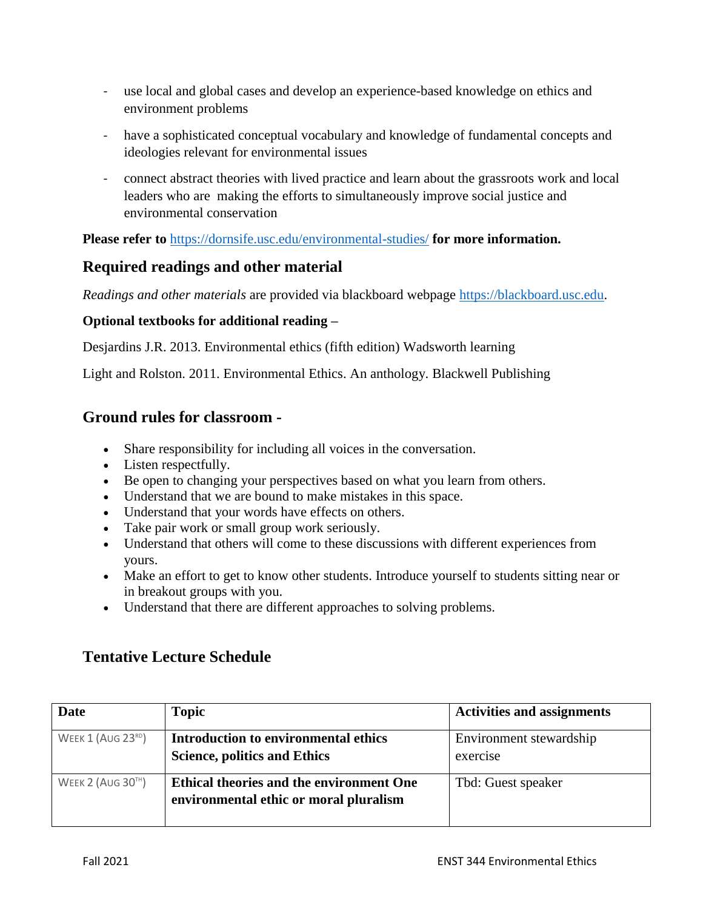- use local and global cases and develop an experience-based knowledge on ethics and environment problems
- have a sophisticated conceptual vocabulary and knowledge of fundamental concepts and ideologies relevant for environmental issues
- connect abstract theories with lived practice and learn about the grassroots work and local leaders who are making the efforts to simultaneously improve social justice and environmental conservation

**Please refer to** https://dornsife.usc.edu/environmental-studies/ **for more information.**

## Required readings and other material

*Readings and other materials* are provided via blackboard webpage https://blackboard.usc.edu.

**Optional textbooks for additional reading –**

Desjardins J.R. 2013. Environmental ethics (fifth edition) Wadsworth learning

Light and Rolston. 2011. Environmental Ethics. An anthology. Blackwell Publishing

## Ground rules for classroom -

- Share responsibility for including all voices in the conversation.
- Listen respectfully.
- Be open to changing your perspectives based on what you learn from others.
- Understand that we are bound to make mistakes in this space.
- Understand that your words have effects on others.
- Take pair work or small group work seriously.
- Understand that others will come to these discussions with different experiences from yours.
- Make an effort to get to know other students. Introduce yourself to students sitting near or in breakout groups with you.
- Understand that there are different approaches to solving problems.

## Tentative Lecture Schedule

| Date | Topic | Activities and assignments |
|---|---|---|
| Week 1 (Aug 23rd) | **Introduction to environmental ethics**<br>**Science, politics and Ethics** | Environment stewardship exercise |
| Week 2 (Aug 30th) | **Ethical theories and the environment One environmental ethic or moral pluralism** | Tbd: Guest speaker |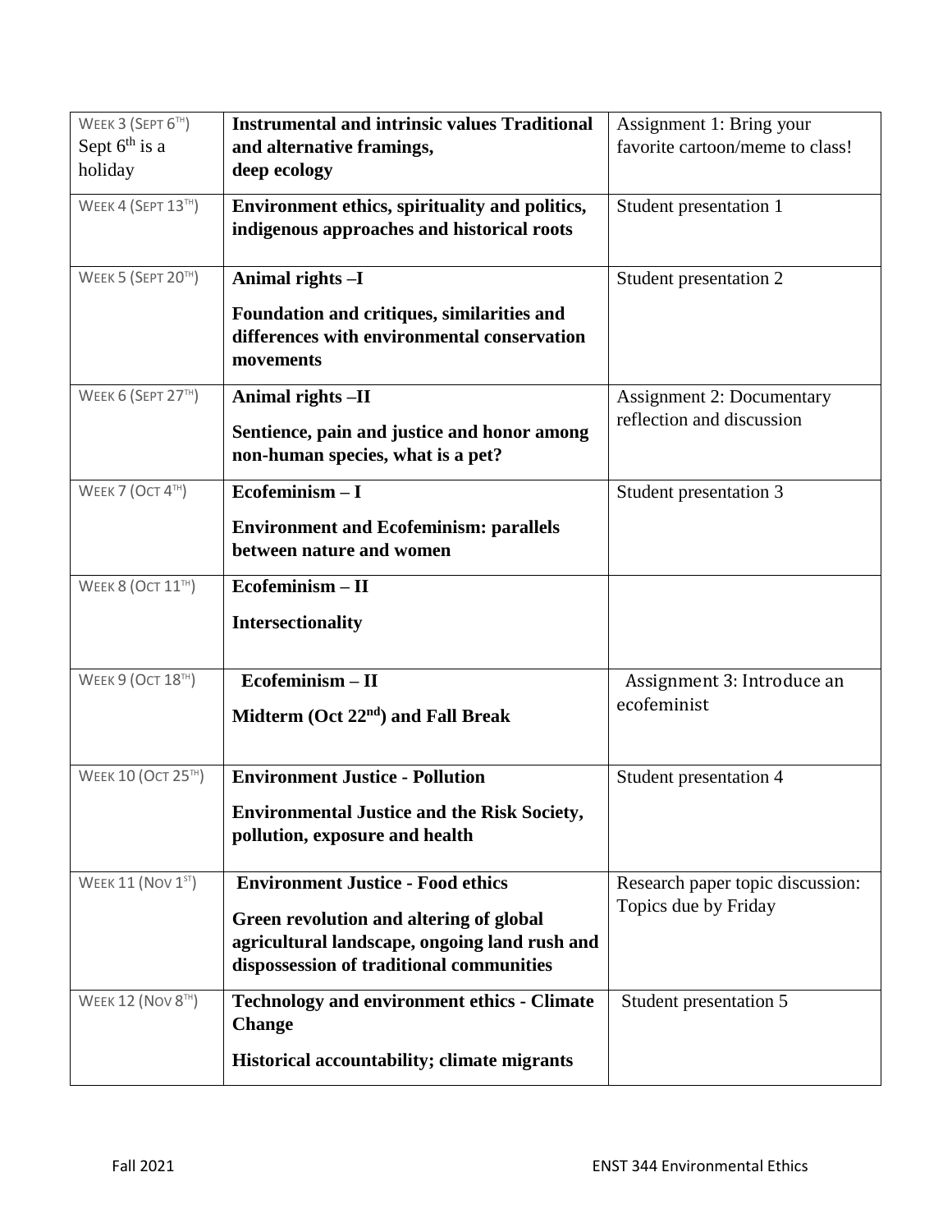| Week 3 (Sept 6th) Sept 6th is a holiday | **Instrumental and intrinsic values Traditional and alternative framings, deep ecology** | Assignment 1: Bring your favorite cartoon/meme to class! |
|---|---|---|
| Week 4 (Sept 13th) | **Environment ethics, spirituality and politics, indigenous approaches and historical roots** | Student presentation 1 |
| Week 5 (Sept 20th) | **Animal rights –I**<br><br>**Foundation and critiques, similarities and differences with environmental conservation movements** | Student presentation 2 |
| Week 6 (Sept 27th) | **Animal rights –II**<br><br>**Sentience, pain and justice and honor among non-human species, what is a pet?** | Assignment 2: Documentary reflection and discussion |
| Week 7 (Oct 4th) | **Ecofeminism – I**<br><br>**Environment and Ecofeminism: parallels between nature and women** | Student presentation 3 |
| Week 8 (Oct 11th) | **Ecofeminism – II**<br><br>**Intersectionality** | |
| Week 9 (Oct 18th) | **Ecofeminism – II**<br><br>**Midterm (Oct 22nd) and Fall Break** | Assignment 3: Introduce an ecofeminist |
| Week 10 (Oct 25th) | **Environment Justice - Pollution**<br><br>**Environmental Justice and the Risk Society, pollution, exposure and health** | Student presentation 4 |
| Week 11 (Nov 1st) | **Environment Justice - Food ethics**<br><br>**Green revolution and altering of global agricultural landscape, ongoing land rush and dispossession of traditional communities** | Research paper topic discussion: Topics due by Friday |
| Week 12 (Nov 8th) | **Technology and environment ethics - Climate Change**<br><br>**Historical accountability; climate migrants** | Student presentation 5 |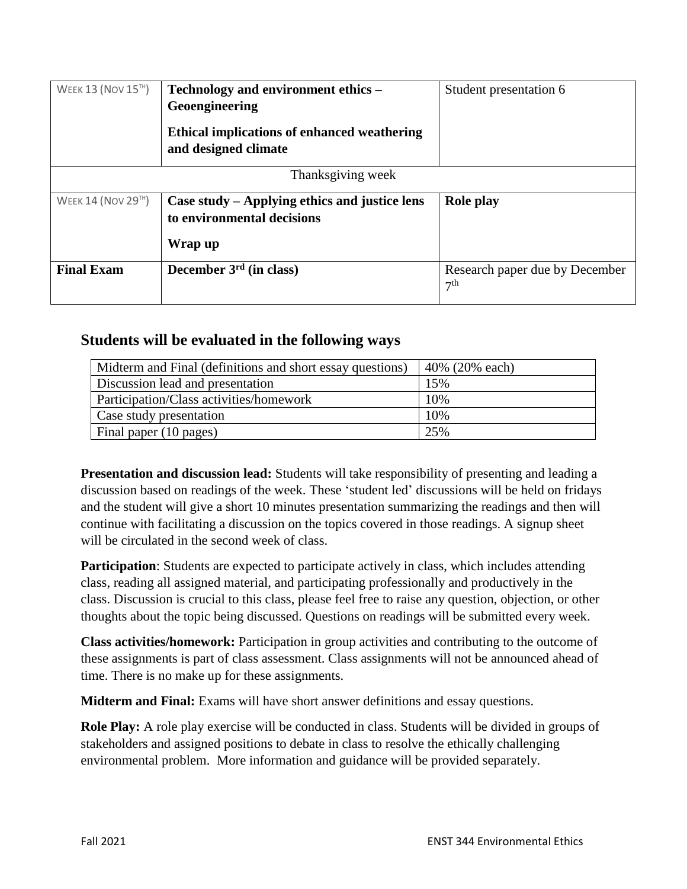| WEEK 13 (NOV 15TH) | **Technology and environment ethics – Geoengineering**<br><br>**Ethical implications of enhanced weathering and designed climate** | Student presentation 6 |
|---|---|---|
| Thanksgiving week | | |
| WEEK 14 (NOV 29TH) | **Case study – Applying ethics and justice lens to environmental decisions**<br><br>**Wrap up** | **Role play** |
| **Final Exam** | **December 3rd (in class)** | Research paper due by December 7th |

## Students will be evaluated in the following ways

| Midterm and Final (definitions and short essay questions) | 40% (20% each) |
|---|---|
| Discussion lead and presentation | 15% |
| Participation/Class activities/homework | 10% |
| Case study presentation | 10% |
| Final paper (10 pages) | 25% |

**Presentation and discussion lead:** Students will take responsibility of presenting and leading a discussion based on readings of the week. These 'student led' discussions will be held on fridays and the student will give a short 10 minutes presentation summarizing the readings and then will continue with facilitating a discussion on the topics covered in those readings. A signup sheet will be circulated in the second week of class.

**Participation**: Students are expected to participate actively in class, which includes attending class, reading all assigned material, and participating professionally and productively in the class. Discussion is crucial to this class, please feel free to raise any question, objection, or other thoughts about the topic being discussed. Questions on readings will be submitted every week.

**Class activities/homework:** Participation in group activities and contributing to the outcome of these assignments is part of class assessment. Class assignments will not be announced ahead of time. There is no make up for these assignments.

**Midterm and Final:** Exams will have short answer definitions and essay questions.

**Role Play:** A role play exercise will be conducted in class. Students will be divided in groups of stakeholders and assigned positions to debate in class to resolve the ethically challenging environmental problem. More information and guidance will be provided separately.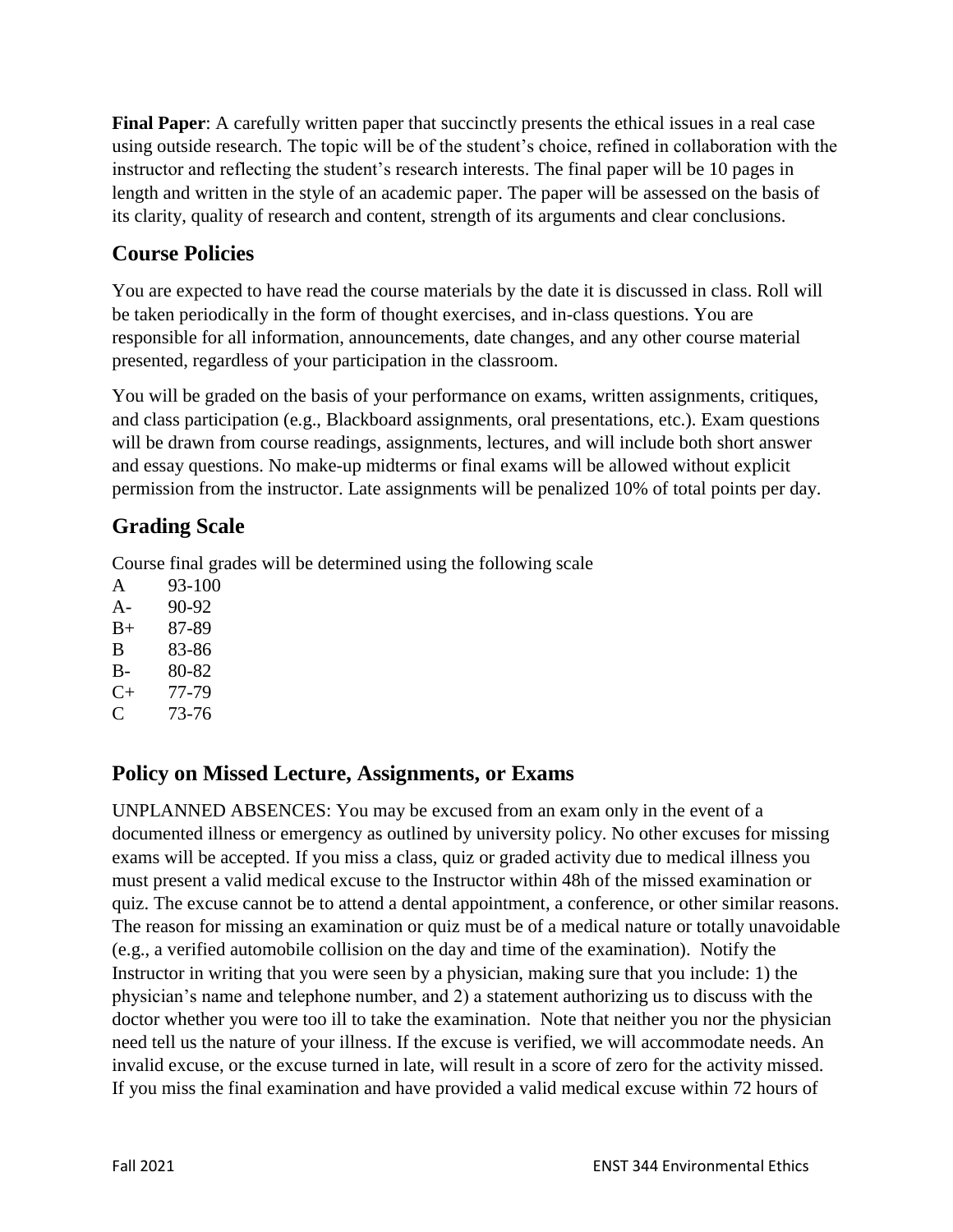**Final Paper**: A carefully written paper that succinctly presents the ethical issues in a real case using outside research. The topic will be of the student's choice, refined in collaboration with the instructor and reflecting the student's research interests. The final paper will be 10 pages in length and written in the style of an academic paper. The paper will be assessed on the basis of its clarity, quality of research and content, strength of its arguments and clear conclusions.

## Course Policies

You are expected to have read the course materials by the date it is discussed in class. Roll will be taken periodically in the form of thought exercises, and in-class questions. You are responsible for all information, announcements, date changes, and any other course material presented, regardless of your participation in the classroom.

You will be graded on the basis of your performance on exams, written assignments, critiques, and class participation (e.g., Blackboard assignments, oral presentations, etc.). Exam questions will be drawn from course readings, assignments, lectures, and will include both short answer and essay questions. No make-up midterms or final exams will be allowed without explicit permission from the instructor. Late assignments will be penalized 10% of total points per day.

## Grading Scale

Course final grades will be determined using the following scale

| | |
|---|---|
| A | 93-100 |
| A- | 90-92 |
| B+ | 87-89 |
| B | 83-86 |
| B- | 80-82 |
| C+ | 77-79 |
| C | 73-76 |

## Policy on Missed Lecture, Assignments, or Exams

UNPLANNED ABSENCES: You may be excused from an exam only in the event of a documented illness or emergency as outlined by university policy. No other excuses for missing exams will be accepted. If you miss a class, quiz or graded activity due to medical illness you must present a valid medical excuse to the Instructor within 48h of the missed examination or quiz. The excuse cannot be to attend a dental appointment, a conference, or other similar reasons. The reason for missing an examination or quiz must be of a medical nature or totally unavoidable (e.g., a verified automobile collision on the day and time of the examination). Notify the Instructor in writing that you were seen by a physician, making sure that you include: 1) the physician's name and telephone number, and 2) a statement authorizing us to discuss with the doctor whether you were too ill to take the examination. Note that neither you nor the physician need tell us the nature of your illness. If the excuse is verified, we will accommodate needs. An invalid excuse, or the excuse turned in late, will result in a score of zero for the activity missed. If you miss the final examination and have provided a valid medical excuse within 72 hours of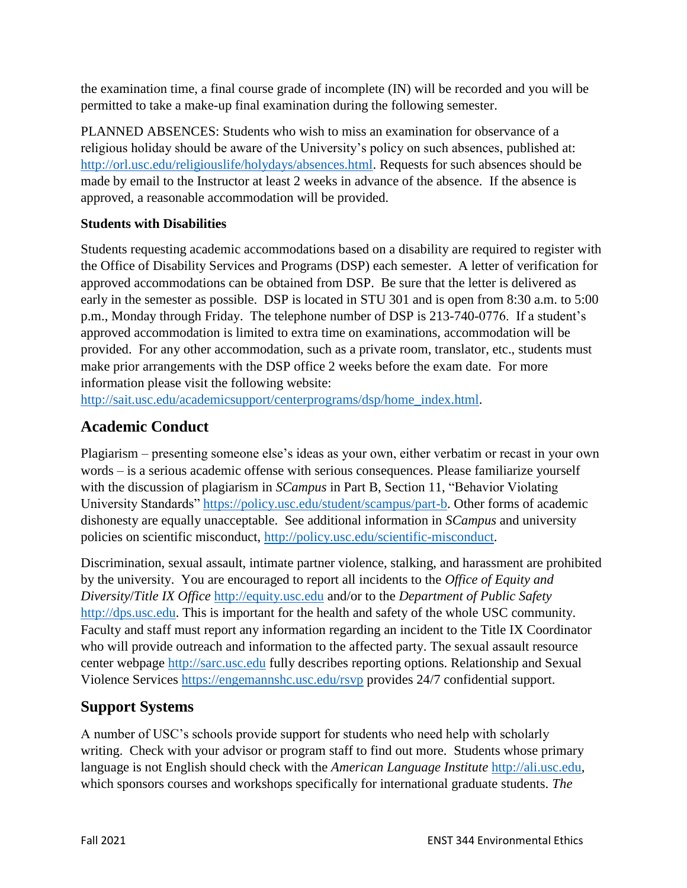the examination time, a final course grade of incomplete (IN) will be recorded and you will be permitted to take a make-up final examination during the following semester.

PLANNED ABSENCES: Students who wish to miss an examination for observance of a religious holiday should be aware of the University's policy on such absences, published at: [http://orl.usc.edu/religiouslife/holydays/absences.html](http://orl.usc.edu/religiouslife/holydays/absences.html). Requests for such absences should be made by email to the Instructor at least 2 weeks in advance of the absence. If the absence is approved, a reasonable accommodation will be provided.

**Students with Disabilities**

Students requesting academic accommodations based on a disability are required to register with the Office of Disability Services and Programs (DSP) each semester. A letter of verification for approved accommodations can be obtained from DSP. Be sure that the letter is delivered as early in the semester as possible. DSP is located in STU 301 and is open from 8:30 a.m. to 5:00 p.m., Monday through Friday. The telephone number of DSP is 213-740-0776. If a student's approved accommodation is limited to extra time on examinations, accommodation will be provided. For any other accommodation, such as a private room, translator, etc., students must make prior arrangements with the DSP office 2 weeks before the exam date. For more information please visit the following website: [http://sait.usc.edu/academicsupport/centerprograms/dsp/home_index.html](http://sait.usc.edu/academicsupport/centerprograms/dsp/home_index.html).

## Academic Conduct

Plagiarism – presenting someone else's ideas as your own, either verbatim or recast in your own words – is a serious academic offense with serious consequences. Please familiarize yourself with the discussion of plagiarism in *SCampus* in Part B, Section 11, "Behavior Violating University Standards" [https://policy.usc.edu/student/scampus/part-b](https://policy.usc.edu/student/scampus/part-b). Other forms of academic dishonesty are equally unacceptable. See additional information in *SCampus* and university policies on scientific misconduct, [http://policy.usc.edu/scientific-misconduct](http://policy.usc.edu/scientific-misconduct).

Discrimination, sexual assault, intimate partner violence, stalking, and harassment are prohibited by the university. You are encouraged to report all incidents to the *Office of Equity and Diversity/Title IX Office* [http://equity.usc.edu](http://equity.usc.edu) and/or to the *Department of Public Safety* [http://dps.usc.edu](http://dps.usc.edu). This is important for the health and safety of the whole USC community. Faculty and staff must report any information regarding an incident to the Title IX Coordinator who will provide outreach and information to the affected party. The sexual assault resource center webpage [http://sarc.usc.edu](http://sarc.usc.edu) fully describes reporting options. Relationship and Sexual Violence Services [https://engemannshc.usc.edu/rsvp](https://engemannshc.usc.edu/rsvp) provides 24/7 confidential support.

## Support Systems

A number of USC's schools provide support for students who need help with scholarly writing. Check with your advisor or program staff to find out more. Students whose primary language is not English should check with the *American Language Institute* [http://ali.usc.edu](http://ali.usc.edu), which sponsors courses and workshops specifically for international graduate students. *The*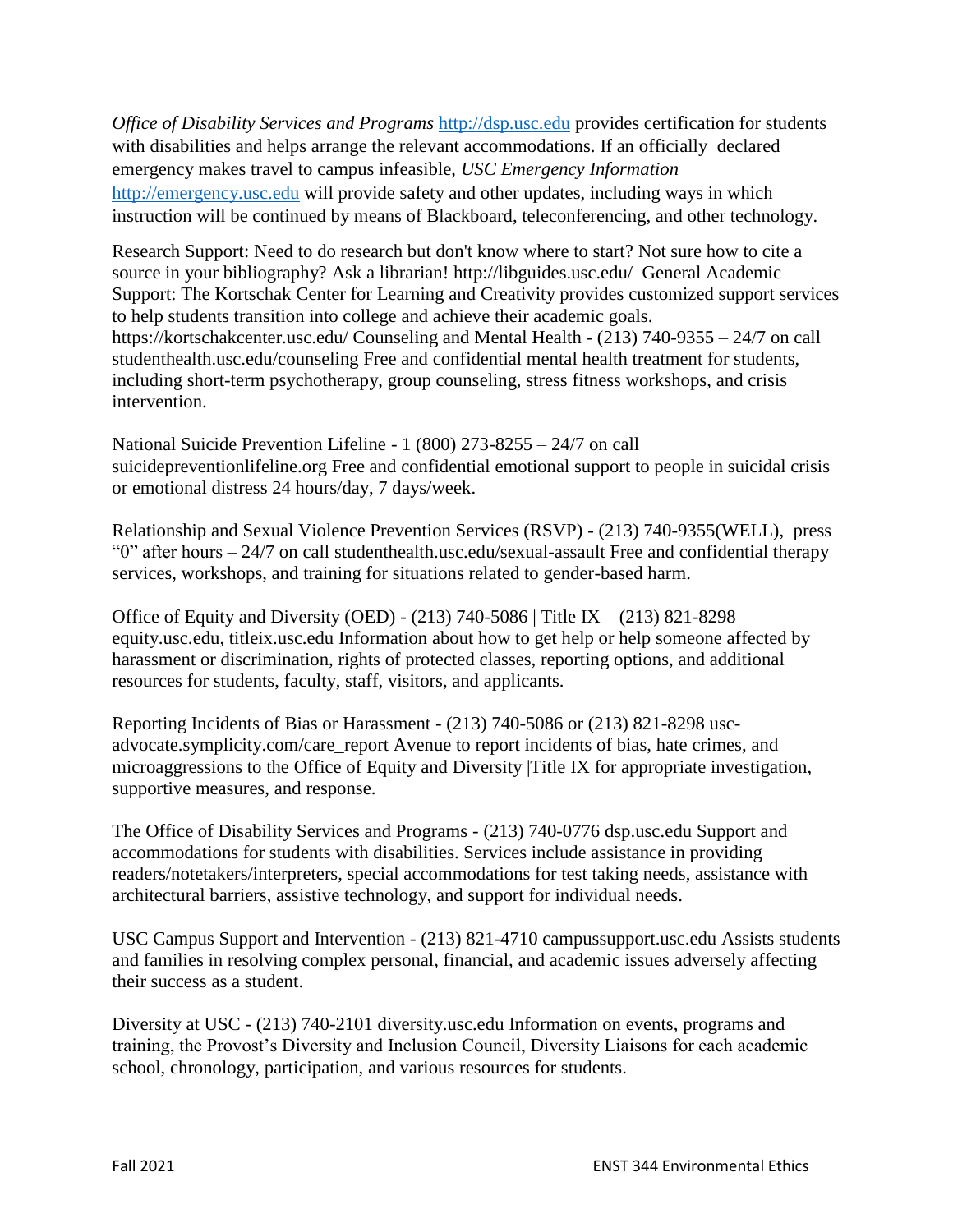*Office of Disability Services and Programs* http://dsp.usc.edu provides certification for students with disabilities and helps arrange the relevant accommodations. If an officially declared emergency makes travel to campus infeasible, *USC Emergency Information* http://emergency.usc.edu will provide safety and other updates, including ways in which instruction will be continued by means of Blackboard, teleconferencing, and other technology.

Research Support: Need to do research but don't know where to start? Not sure how to cite a source in your bibliography? Ask a librarian! http://libguides.usc.edu/ General Academic Support: The Kortschak Center for Learning and Creativity provides customized support services to help students transition into college and achieve their academic goals. https://kortschakcenter.usc.edu/ Counseling and Mental Health - (213) 740-9355 – 24/7 on call studenthealth.usc.edu/counseling Free and confidential mental health treatment for students, including short-term psychotherapy, group counseling, stress fitness workshops, and crisis intervention.

National Suicide Prevention Lifeline - 1 (800) 273-8255 – 24/7 on call suicidepreventionlifeline.org Free and confidential emotional support to people in suicidal crisis or emotional distress 24 hours/day, 7 days/week.

Relationship and Sexual Violence Prevention Services (RSVP) - (213) 740-9355(WELL), press "0" after hours – 24/7 on call studenthealth.usc.edu/sexual-assault Free and confidential therapy services, workshops, and training for situations related to gender-based harm.

Office of Equity and Diversity (OED) - (213) 740-5086 | Title IX – (213) 821-8298 equity.usc.edu, titleix.usc.edu Information about how to get help or help someone affected by harassment or discrimination, rights of protected classes, reporting options, and additional resources for students, faculty, staff, visitors, and applicants.

Reporting Incidents of Bias or Harassment - (213) 740-5086 or (213) 821-8298 usc-advocate.symplicity.com/care_report Avenue to report incidents of bias, hate crimes, and microaggressions to the Office of Equity and Diversity |Title IX for appropriate investigation, supportive measures, and response.

The Office of Disability Services and Programs - (213) 740-0776 dsp.usc.edu Support and accommodations for students with disabilities. Services include assistance in providing readers/notetakers/interpreters, special accommodations for test taking needs, assistance with architectural barriers, assistive technology, and support for individual needs.

USC Campus Support and Intervention - (213) 821-4710 campussupport.usc.edu Assists students and families in resolving complex personal, financial, and academic issues adversely affecting their success as a student.

Diversity at USC - (213) 740-2101 diversity.usc.edu Information on events, programs and training, the Provost's Diversity and Inclusion Council, Diversity Liaisons for each academic school, chronology, participation, and various resources for students.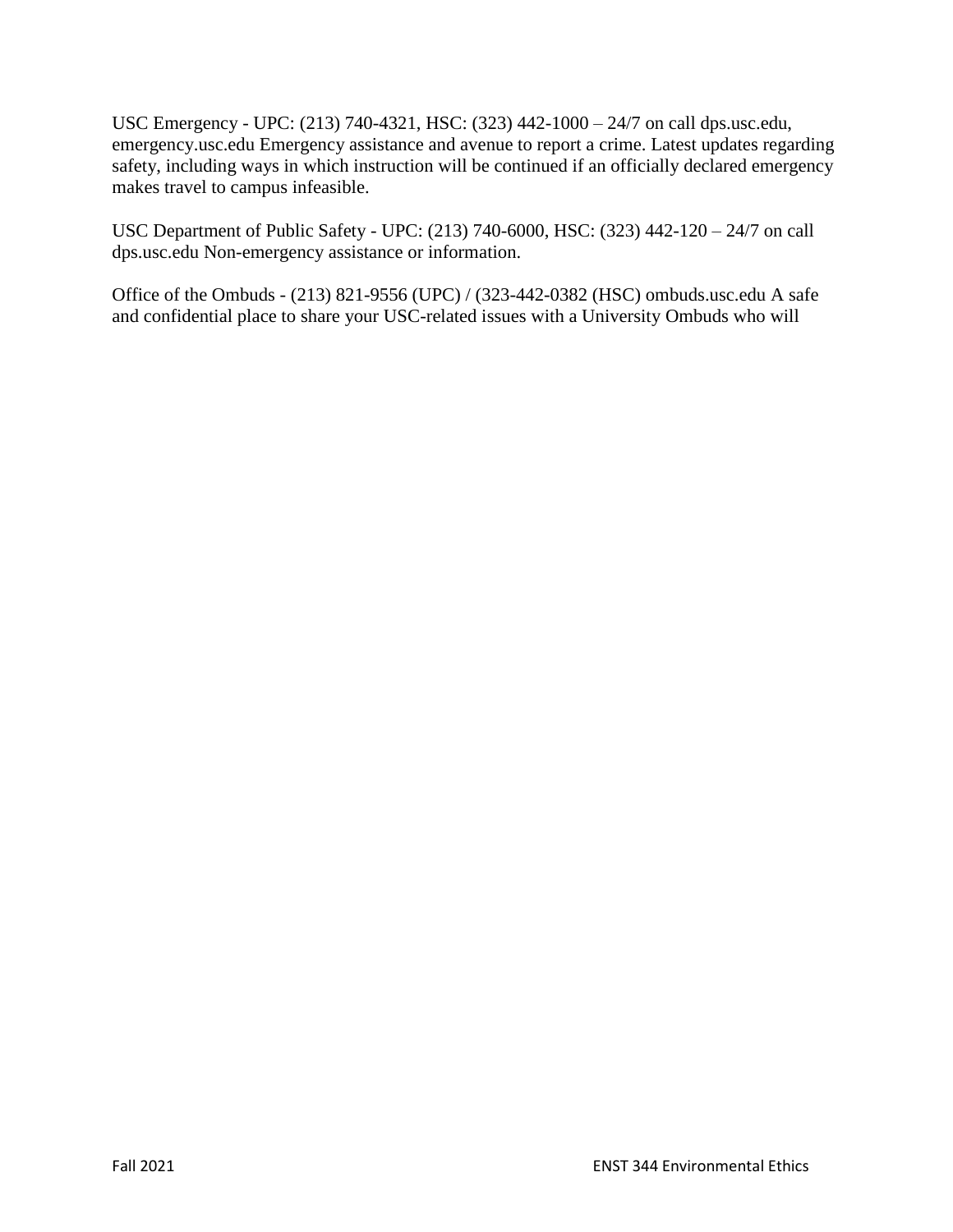USC Emergency - UPC: (213) 740-4321, HSC: (323) 442-1000 – 24/7 on call dps.usc.edu, emergency.usc.edu Emergency assistance and avenue to report a crime. Latest updates regarding safety, including ways in which instruction will be continued if an officially declared emergency makes travel to campus infeasible.

USC Department of Public Safety - UPC: (213) 740-6000, HSC: (323) 442-120 – 24/7 on call dps.usc.edu Non-emergency assistance or information.

Office of the Ombuds - (213) 821-9556 (UPC) / (323-442-0382 (HSC) ombuds.usc.edu A safe and confidential place to share your USC-related issues with a University Ombuds who will